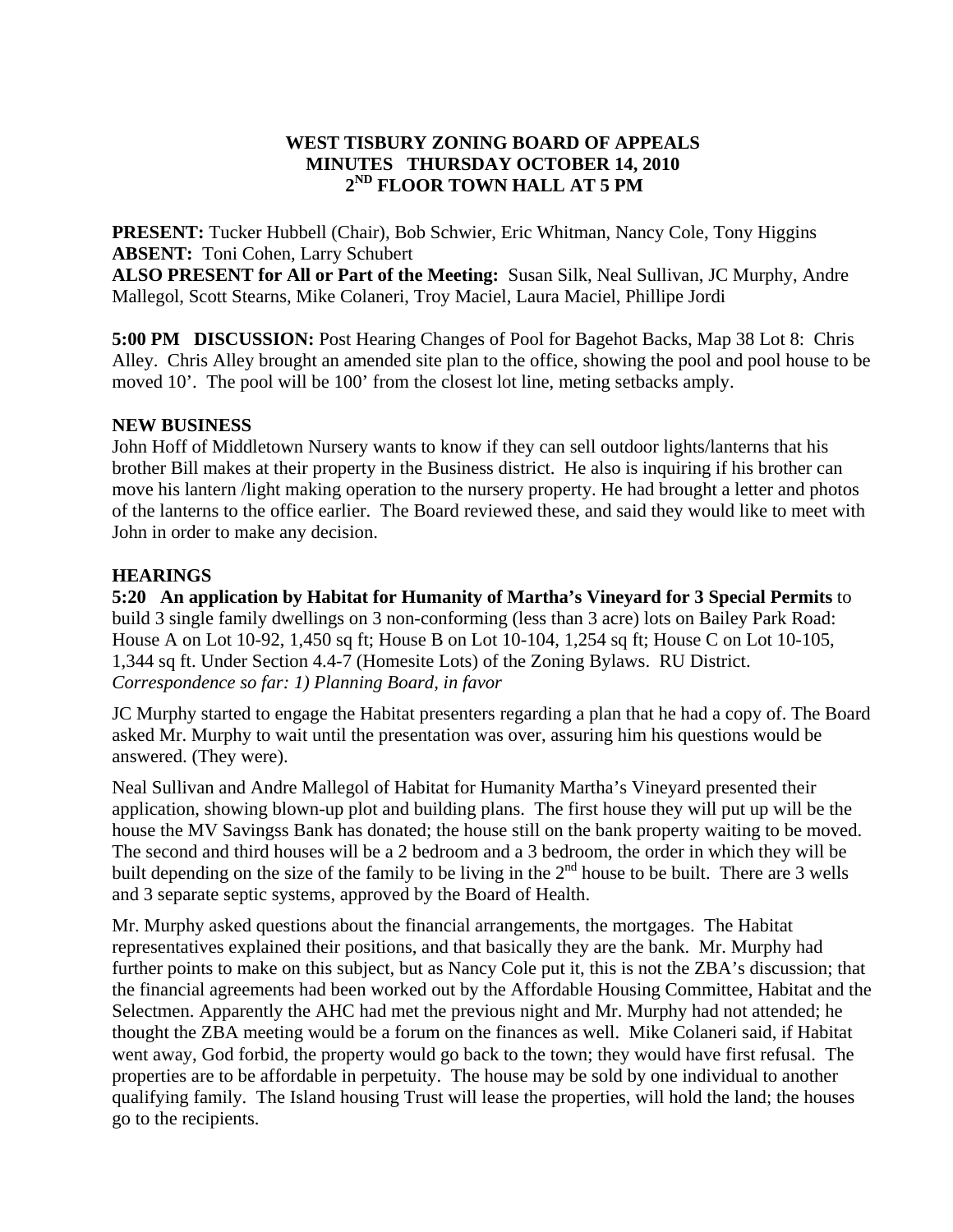# WEST TISBURY ZONING BOARD OF APPEALS
## MINUTES THURSDAY OCTOBER 14, 2010
## 2ND FLOOR TOWN HALL AT 5 PM

**PRESENT:** Tucker Hubbell (Chair), Bob Schwier, Eric Whitman, Nancy Cole, Tony Higgins
**ABSENT:** Toni Cohen, Larry Schubert
**ALSO PRESENT for All or Part of the Meeting:** Susan Silk, Neal Sullivan, JC Murphy, Andre Mallegol, Scott Stearns, Mike Colaneri, Troy Maciel, Laura Maciel, Phillipe Jordi

**5:00 PM DISCUSSION:** Post Hearing Changes of Pool for Bagehot Backs, Map 38 Lot 8: Chris Alley. Chris Alley brought an amended site plan to the office, showing the pool and pool house to be moved 10'. The pool will be 100' from the closest lot line, meting setbacks amply.

**NEW BUSINESS**

John Hoff of Middletown Nursery wants to know if they can sell outdoor lights/lanterns that his brother Bill makes at their property in the Business district. He also is inquiring if his brother can move his lantern /light making operation to the nursery property. He had brought a letter and photos of the lanterns to the office earlier. The Board reviewed these, and said they would like to meet with John in order to make any decision.

**HEARINGS**

**5:20 An application by Habitat for Humanity of Martha's Vineyard for 3 Special Permits** to build 3 single family dwellings on 3 non-conforming (less than 3 acre) lots on Bailey Park Road: House A on Lot 10-92, 1,450 sq ft; House B on Lot 10-104, 1,254 sq ft; House C on Lot 10-105, 1,344 sq ft. Under Section 4.4-7 (Homesite Lots) of the Zoning Bylaws. RU District.
*Correspondence so far: 1) Planning Board, in favor*

JC Murphy started to engage the Habitat presenters regarding a plan that he had a copy of. The Board asked Mr. Murphy to wait until the presentation was over, assuring him his questions would be answered. (They were).

Neal Sullivan and Andre Mallegol of Habitat for Humanity Martha's Vineyard presented their application, showing blown-up plot and building plans. The first house they will put up will be the house the MV Savingss Bank has donated; the house still on the bank property waiting to be moved. The second and third houses will be a 2 bedroom and a 3 bedroom, the order in which they will be built depending on the size of the family to be living in the 2nd house to be built. There are 3 wells and 3 separate septic systems, approved by the Board of Health.

Mr. Murphy asked questions about the financial arrangements, the mortgages. The Habitat representatives explained their positions, and that basically they are the bank. Mr. Murphy had further points to make on this subject, but as Nancy Cole put it, this is not the ZBA's discussion; that the financial agreements had been worked out by the Affordable Housing Committee, Habitat and the Selectmen. Apparently the AHC had met the previous night and Mr. Murphy had not attended; he thought the ZBA meeting would be a forum on the finances as well. Mike Colaneri said, if Habitat went away, God forbid, the property would go back to the town; they would have first refusal. The properties are to be affordable in perpetuity. The house may be sold by one individual to another qualifying family. The Island housing Trust will lease the properties, will hold the land; the houses go to the recipients.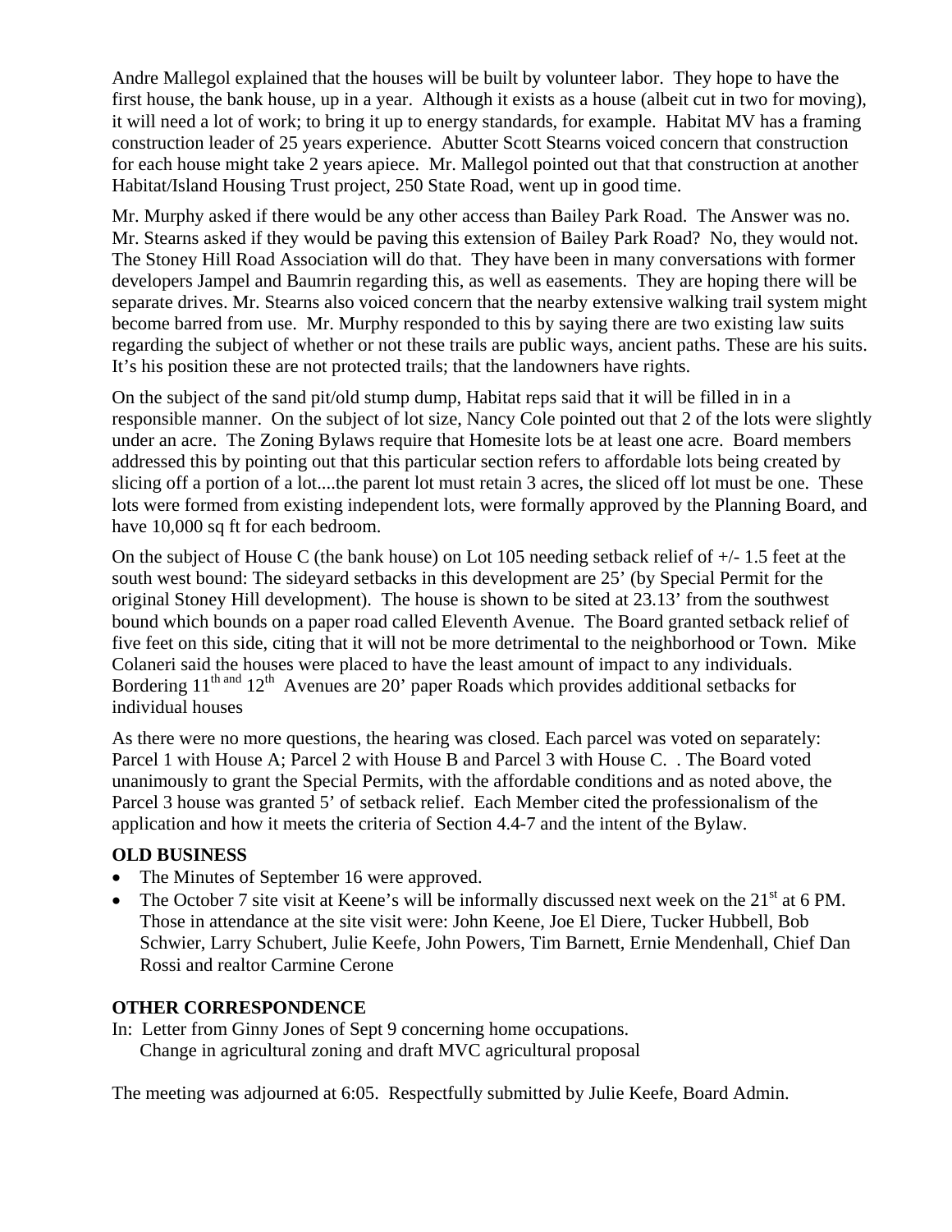Andre Mallegol explained that the houses will be built by volunteer labor. They hope to have the first house, the bank house, up in a year. Although it exists as a house (albeit cut in two for moving), it will need a lot of work; to bring it up to energy standards, for example. Habitat MV has a framing construction leader of 25 years experience. Abutter Scott Stearns voiced concern that construction for each house might take 2 years apiece. Mr. Mallegol pointed out that that construction at another Habitat/Island Housing Trust project, 250 State Road, went up in good time.

Mr. Murphy asked if there would be any other access than Bailey Park Road. The Answer was no. Mr. Stearns asked if they would be paving this extension of Bailey Park Road? No, they would not. The Stoney Hill Road Association will do that. They have been in many conversations with former developers Jampel and Baumrin regarding this, as well as easements. They are hoping there will be separate drives. Mr. Stearns also voiced concern that the nearby extensive walking trail system might become barred from use. Mr. Murphy responded to this by saying there are two existing law suits regarding the subject of whether or not these trails are public ways, ancient paths. These are his suits. It's his position these are not protected trails; that the landowners have rights.

On the subject of the sand pit/old stump dump, Habitat reps said that it will be filled in in a responsible manner. On the subject of lot size, Nancy Cole pointed out that 2 of the lots were slightly under an acre. The Zoning Bylaws require that Homesite lots be at least one acre. Board members addressed this by pointing out that this particular section refers to affordable lots being created by slicing off a portion of a lot....the parent lot must retain 3 acres, the sliced off lot must be one. These lots were formed from existing independent lots, were formally approved by the Planning Board, and have 10,000 sq ft for each bedroom.

On the subject of House C (the bank house) on Lot 105 needing setback relief of +/- 1.5 feet at the south west bound: The sideyard setbacks in this development are 25' (by Special Permit for the original Stoney Hill development). The house is shown to be sited at 23.13' from the southwest bound which bounds on a paper road called Eleventh Avenue. The Board granted setback relief of five feet on this side, citing that it will not be more detrimental to the neighborhood or Town. Mike Colaneri said the houses were placed to have the least amount of impact to any individuals. Bordering 11th and 12th Avenues are 20' paper Roads which provides additional setbacks for individual houses

As there were no more questions, the hearing was closed. Each parcel was voted on separately: Parcel 1 with House A; Parcel 2 with House B and Parcel 3 with House C. . The Board voted unanimously to grant the Special Permits, with the affordable conditions and as noted above, the Parcel 3 house was granted 5' of setback relief. Each Member cited the professionalism of the application and how it meets the criteria of Section 4.4-7 and the intent of the Bylaw.

**OLD BUSINESS**

- The Minutes of September 16 were approved.
- The October 7 site visit at Keene's will be informally discussed next week on the 21st at 6 PM. Those in attendance at the site visit were: John Keene, Joe El Diere, Tucker Hubbell, Bob Schwier, Larry Schubert, Julie Keefe, John Powers, Tim Barnett, Ernie Mendenhall, Chief Dan Rossi and realtor Carmine Cerone

**OTHER CORRESPONDENCE**

In: Letter from Ginny Jones of Sept 9 concerning home occupations.
Change in agricultural zoning and draft MVC agricultural proposal

The meeting was adjourned at 6:05. Respectfully submitted by Julie Keefe, Board Admin.